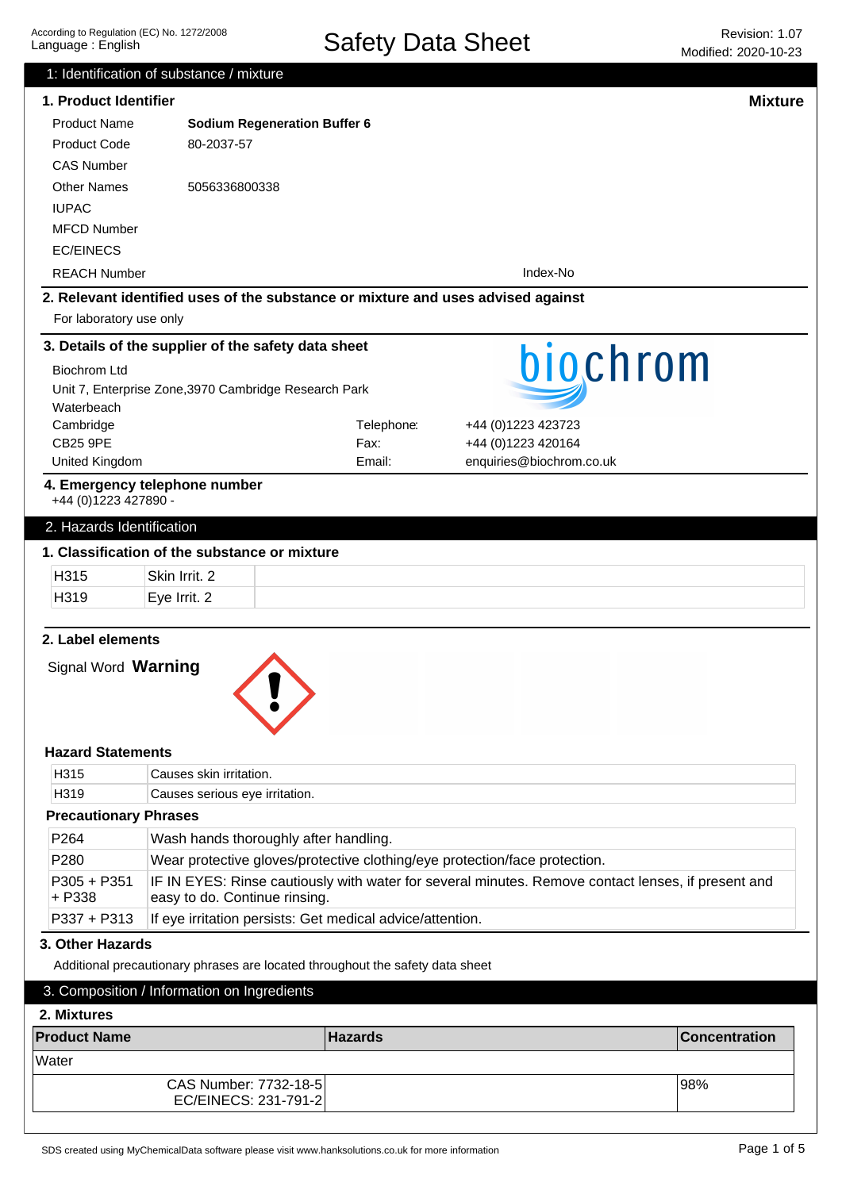According to Regulation (EC) No. 1272/2008
Language : English

# Safety Data Sheet

Revision: 1.07
Modified: 2020-10-23

## 1: Identification of substance / mixture

### 1. Product Identifier

**Mixture**

| | |
|---|---|
| Product Name | **Sodium Regeneration Buffer 6** |
| Product Code | 80-2037-57 |
| CAS Number | |
| Other Names | 5056336800338 |
| IUPAC | |
| MFCD Number | |
| EC/EINECS | |
| REACH Number | Index-No |

### 2. Relevant identified uses of the substance or mixture and uses advised against

For laboratory use only

### 3. Details of the supplier of the safety data sheet

Biochrom Ltd
Unit 7, Enterprise Zone,3970 Cambridge Research Park
Waterbeach
Cambridge
CB25 9PE
United Kingdom

biochrom

Telephone: +44 (0)1223 423723
Fax: +44 (0)1223 420164
Email: enquiries@biochrom.co.uk

### 4. Emergency telephone number

+44 (0)1223 427890 -

## 2. Hazards Identification

### 1. Classification of the substance or mixture

| | | |
|---|---|---|
| H315 | Skin Irrit. 2 | |
| H319 | Eye Irrit. 2 | |

### 2. Label elements

Signal Word **Warning**

#### Hazard Statements

| | |
|---|---|
| H315 | Causes skin irritation. |
| H319 | Causes serious eye irritation. |

#### Precautionary Phrases

| | |
|---|---|
| P264 | Wash hands thoroughly after handling. |
| P280 | Wear protective gloves/protective clothing/eye protection/face protection. |
| P305 + P351 + P338 | IF IN EYES: Rinse cautiously with water for several minutes. Remove contact lenses, if present and easy to do. Continue rinsing. |
| P337 + P313 | If eye irritation persists: Get medical advice/attention. |

### 3. Other Hazards

Additional precautionary phrases are located throughout the safety data sheet

## 3. Composition / Information on Ingredients

### 2. Mixtures

| Product Name | Hazards | Concentration |
|---|---|---|
| Water | | |
| CAS Number: 7732-18-5<br>EC/EINECS: 231-791-2 | | 98% |

SDS created using MyChemicalData software please visit www.hanksolutions.co.uk for more information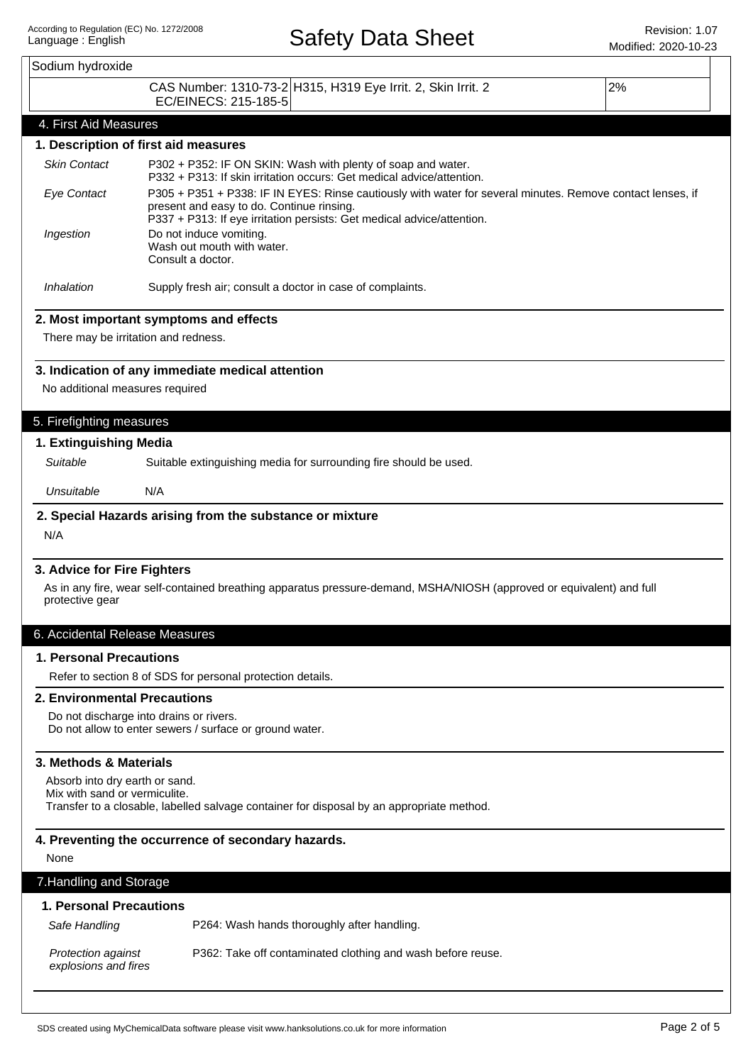| Sodium hydroxide | | | |
|---|---|---|---|
| | CAS Number: 1310-73-2 EC/EINECS: 215-185-5 | H315, H319 Eye Irrit. 2, Skin Irrit. 2 | 2% |

## 4. First Aid Measures

### 1. Description of first aid measures

*Skin Contact*
P302 + P352: IF ON SKIN: Wash with plenty of soap and water.
P332 + P313: If skin irritation occurs: Get medical advice/attention.

*Eye Contact*
P305 + P351 + P338: IF IN EYES: Rinse cautiously with water for several minutes. Remove contact lenses, if present and easy to do. Continue rinsing.
P337 + P313: If eye irritation persists: Get medical advice/attention.

*Ingestion*
Do not induce vomiting.
Wash out mouth with water.
Consult a doctor.

*Inhalation*
Supply fresh air; consult a doctor in case of complaints.

### 2. Most important symptoms and effects

There may be irritation and redness.

### 3. Indication of any immediate medical attention

No additional measures required

## 5. Firefighting measures

### 1. Extinguishing Media

*Suitable*
Suitable extinguishing media for surrounding fire should be used.

*Unsuitable*
N/A

### 2. Special Hazards arising from the substance or mixture

N/A

### 3. Advice for Fire Fighters

As in any fire, wear self-contained breathing apparatus pressure-demand, MSHA/NIOSH (approved or equivalent) and full protective gear

## 6. Accidental Release Measures

### 1. Personal Precautions

Refer to section 8 of SDS for personal protection details.

### 2. Environmental Precautions

Do not discharge into drains or rivers.
Do not allow to enter sewers / surface or ground water.

### 3. Methods & Materials

Absorb into dry earth or sand.
Mix with sand or vermiculite.
Transfer to a closable, labelled salvage container for disposal by an appropriate method.

### 4. Preventing the occurrence of secondary hazards.

None

## 7.Handling and Storage

### 1. Personal Precautions

*Safe Handling*
P264: Wash hands thoroughly after handling.

*Protection against explosions and fires*
P362: Take off contaminated clothing and wash before reuse.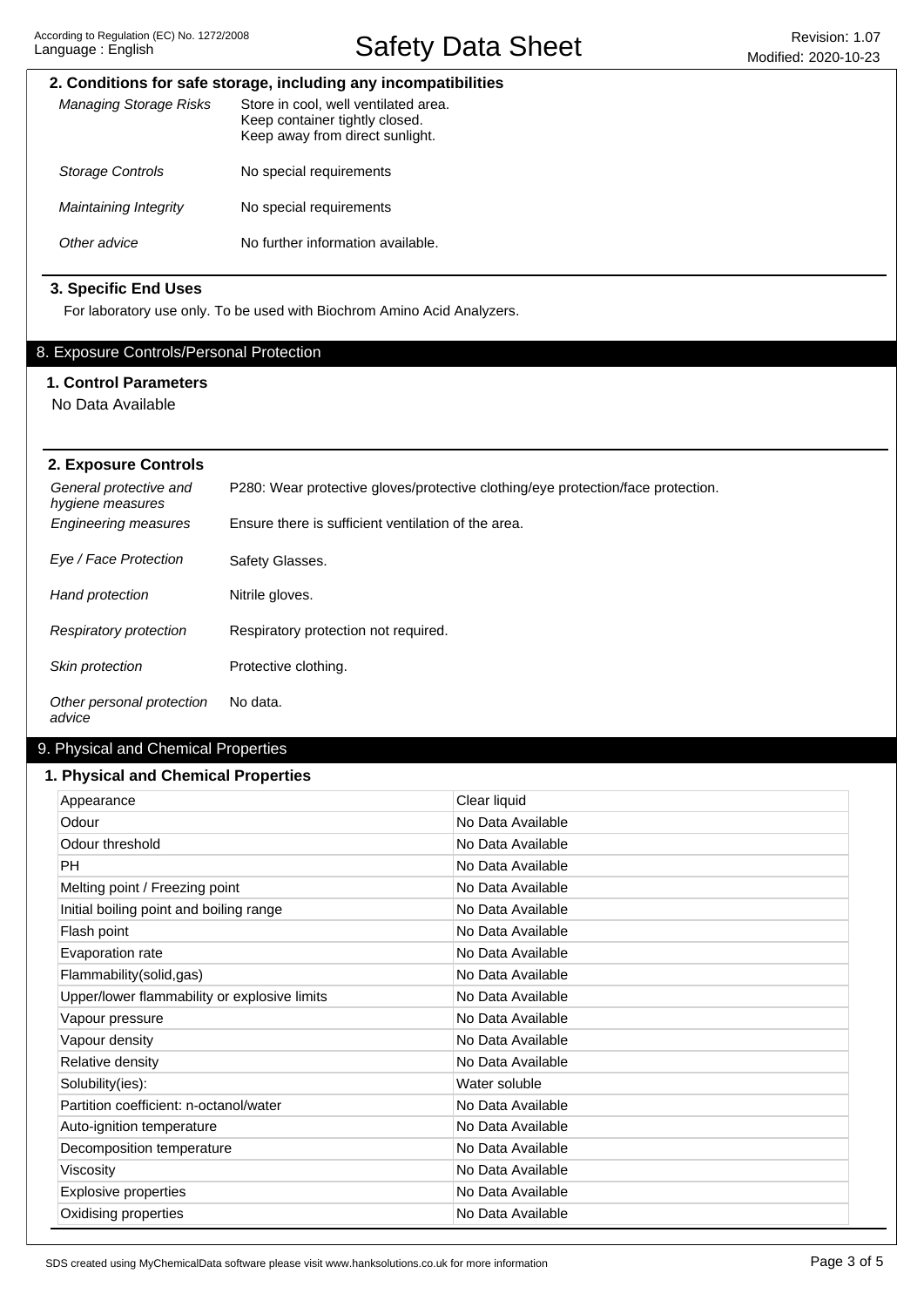### 2. Conditions for safe storage, including any incompatibilities

| | |
|---|---|
| *Managing Storage Risks* | Store in cool, well ventilated area. Keep container tightly closed. Keep away from direct sunlight. |
| *Storage Controls* | No special requirements |
| *Maintaining Integrity* | No special requirements |
| *Other advice* | No further information available. |

### 3. Specific End Uses

For laboratory use only. To be used with Biochrom Amino Acid Analyzers.

## 8. Exposure Controls/Personal Protection

### 1. Control Parameters

No Data Available

### 2. Exposure Controls

| | |
|---|---|
| *General protective and hygiene measures* | P280: Wear protective gloves/protective clothing/eye protection/face protection. |
| *Engineering measures* | Ensure there is sufficient ventilation of the area. |
| *Eye / Face Protection* | Safety Glasses. |
| *Hand protection* | Nitrile gloves. |
| *Respiratory protection* | Respiratory protection not required. |
| *Skin protection* | Protective clothing. |
| *Other personal protection advice* | No data. |

## 9. Physical and Chemical Properties

### 1. Physical and Chemical Properties

| | |
|---|---|
| Appearance | Clear liquid |
| Odour | No Data Available |
| Odour threshold | No Data Available |
| PH | No Data Available |
| Melting point / Freezing point | No Data Available |
| Initial boiling point and boiling range | No Data Available |
| Flash point | No Data Available |
| Evaporation rate | No Data Available |
| Flammability(solid,gas) | No Data Available |
| Upper/lower flammability or explosive limits | No Data Available |
| Vapour pressure | No Data Available |
| Vapour density | No Data Available |
| Relative density | No Data Available |
| Solubility(ies): | Water soluble |
| Partition coefficient: n-octanol/water | No Data Available |
| Auto-ignition temperature | No Data Available |
| Decomposition temperature | No Data Available |
| Viscosity | No Data Available |
| Explosive properties | No Data Available |
| Oxidising properties | No Data Available |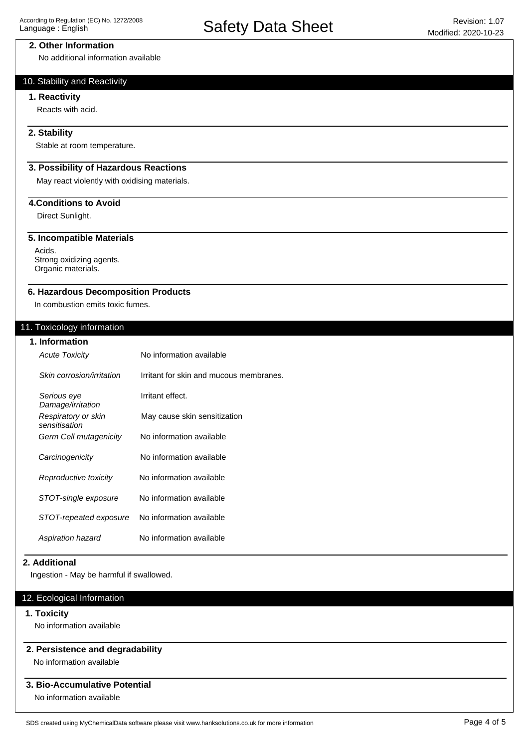### 2. Other Information

No additional information available

## 10. Stability and Reactivity

### 1. Reactivity

Reacts with acid.

### 2. Stability

Stable at room temperature.

### 3. Possibility of Hazardous Reactions

May react violently with oxidising materials.

### 4.Conditions to Avoid

Direct Sunlight.

### 5. Incompatible Materials

Acids.
Strong oxidizing agents.
Organic materials.

### 6. Hazardous Decomposition Products

In combustion emits toxic fumes.

## 11. Toxicology information

### 1. Information

| | |
|---|---|
| *Acute Toxicity* | No information available |
| *Skin corrosion/irritation* | Irritant for skin and mucous membranes. |
| *Serious eye Damage/irritation* | Irritant effect. |
| *Respiratory or skin sensitisation* | May cause skin sensitization |
| *Germ Cell mutagenicity* | No information available |
| *Carcinogenicity* | No information available |
| *Reproductive toxicity* | No information available |
| *STOT-single exposure* | No information available |
| *STOT-repeated exposure* | No information available |
| *Aspiration hazard* | No information available |

### 2. Additional

Ingestion - May be harmful if swallowed.

## 12. Ecological Information

### 1. Toxicity

No information available

### 2. Persistence and degradability

No information available

### 3. Bio-Accumulative Potential

No information available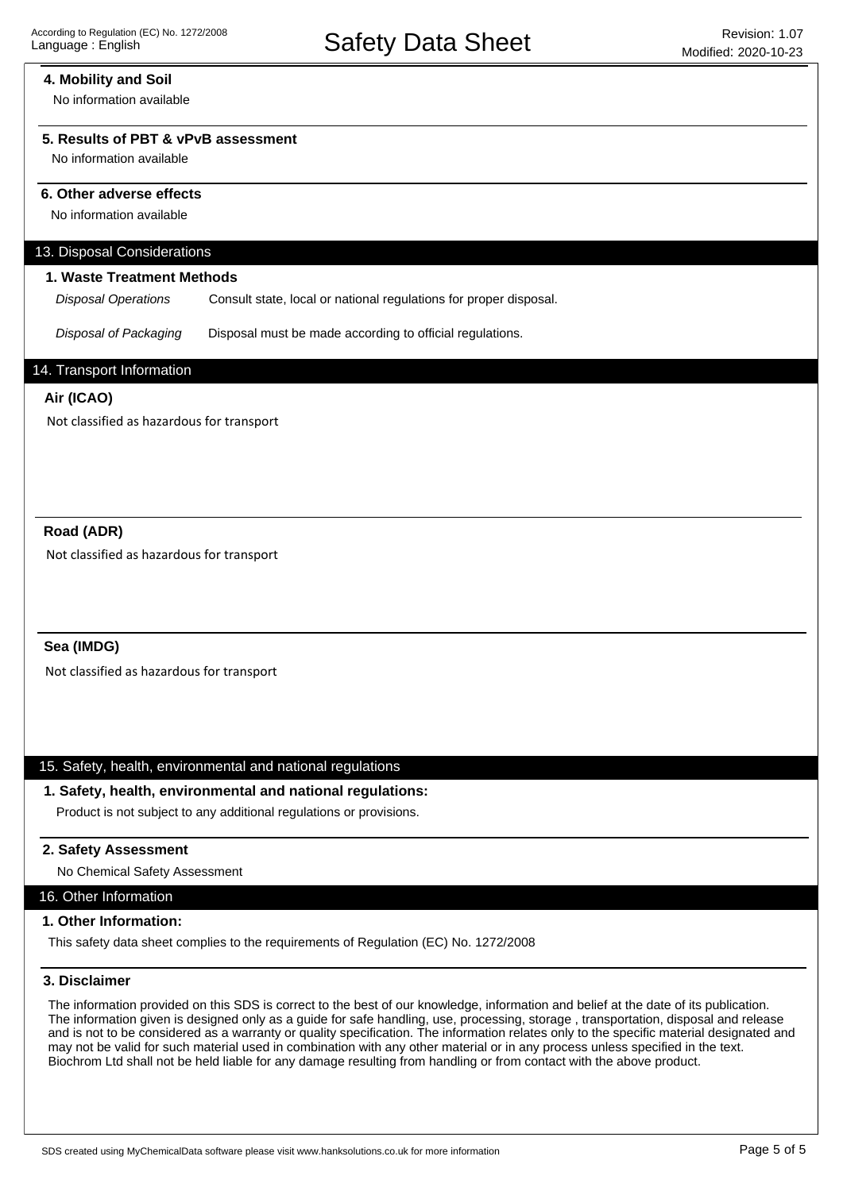### 4. Mobility and Soil

No information available

### 5. Results of PBT & vPvB assessment

No information available

### 6. Other adverse effects

No information available

## 13. Disposal Considerations

### 1. Waste Treatment Methods

| | |
|---|---|
| *Disposal Operations* | Consult state, local or national regulations for proper disposal. |
| *Disposal of Packaging* | Disposal must be made according to official regulations. |

## 14. Transport Information

### Air (ICAO)

Not classified as hazardous for transport

### Road (ADR)

Not classified as hazardous for transport

### Sea (IMDG)

Not classified as hazardous for transport

## 15. Safety, health, environmental and national regulations

### 1. Safety, health, environmental and national regulations:

Product is not subject to any additional regulations or provisions.

### 2. Safety Assessment

No Chemical Safety Assessment

## 16. Other Information

### 1. Other Information:

This safety data sheet complies to the requirements of Regulation (EC) No. 1272/2008

### 3. Disclaimer

The information provided on this SDS is correct to the best of our knowledge, information and belief at the date of its publication. The information given is designed only as a guide for safe handling, use, processing, storage , transportation, disposal and release and is not to be considered as a warranty or quality specification. The information relates only to the specific material designated and may not be valid for such material used in combination with any other material or in any process unless specified in the text. Biochrom Ltd shall not be held liable for any damage resulting from handling or from contact with the above product.